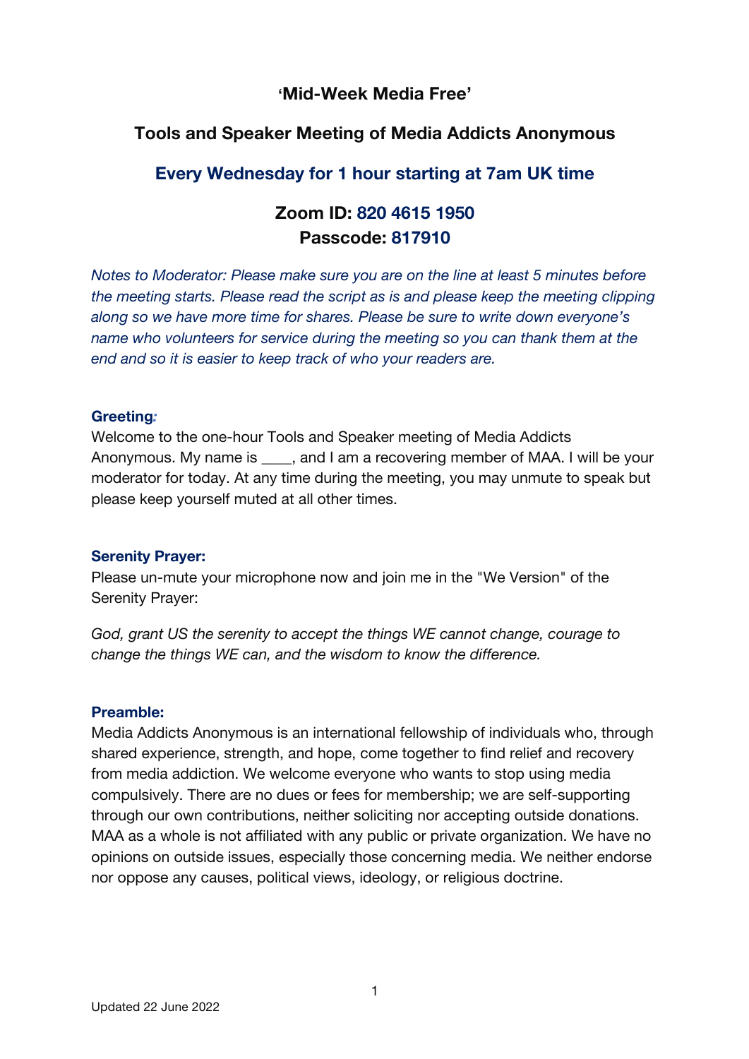# 'Mid-Week Media Free'

## Tools and Speaker Meeting of Media Addicts Anonymous

### Every Wednesday for 1 hour starting at 7am UK time

**Zoom ID: 820 4615 1950**
**Passcode: 817910**

*Notes to Moderator: Please make sure you are on the line at least 5 minutes before the meeting starts. Please read the script as is and please keep the meeting clipping along so we have more time for shares. Please be sure to write down everyone's name who volunteers for service during the meeting so you can thank them at the end and so it is easier to keep track of who your readers are.*

**Greeting:**
Welcome to the one-hour Tools and Speaker meeting of Media Addicts Anonymous. My name is ____, and I am a recovering member of MAA. I will be your moderator for today. At any time during the meeting, you may unmute to speak but please keep yourself muted at all other times.

**Serenity Prayer:**
Please un-mute your microphone now and join me in the "We Version" of the Serenity Prayer:

*God, grant US the serenity to accept the things WE cannot change, courage to change the things WE can, and the wisdom to know the difference.*

**Preamble:**
Media Addicts Anonymous is an international fellowship of individuals who, through shared experience, strength, and hope, come together to find relief and recovery from media addiction. We welcome everyone who wants to stop using media compulsively. There are no dues or fees for membership; we are self-supporting through our own contributions, neither soliciting nor accepting outside donations. MAA as a whole is not affiliated with any public or private organization. We have no opinions on outside issues, especially those concerning media. We neither endorse nor oppose any causes, political views, ideology, or religious doctrine.

Updated 22 June 2022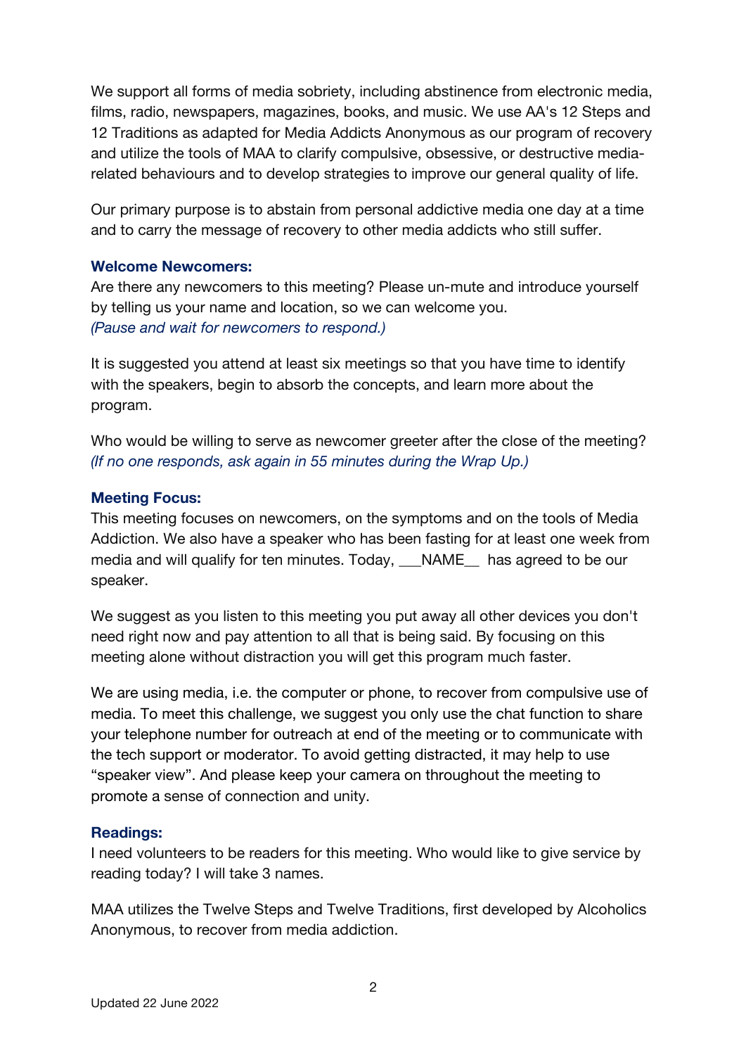We support all forms of media sobriety, including abstinence from electronic media, films, radio, newspapers, magazines, books, and music. We use AA's 12 Steps and 12 Traditions as adapted for Media Addicts Anonymous as our program of recovery and utilize the tools of MAA to clarify compulsive, obsessive, or destructive media-related behaviours and to develop strategies to improve our general quality of life.

Our primary purpose is to abstain from personal addictive media one day at a time and to carry the message of recovery to other media addicts who still suffer.

**Welcome Newcomers:**

Are there any newcomers to this meeting? Please un-mute and introduce yourself by telling us your name and location, so we can welcome you.
*(Pause and wait for newcomers to respond.)*

It is suggested you attend at least six meetings so that you have time to identify with the speakers, begin to absorb the concepts, and learn more about the program.

Who would be willing to serve as newcomer greeter after the close of the meeting?
*(If no one responds, ask again in 55 minutes during the Wrap Up.)*

**Meeting Focus:**

This meeting focuses on newcomers, on the symptoms and on the tools of Media Addiction. We also have a speaker who has been fasting for at least one week from media and will qualify for ten minutes. Today, ___NAME__ has agreed to be our speaker.

We suggest as you listen to this meeting you put away all other devices you don't need right now and pay attention to all that is being said. By focusing on this meeting alone without distraction you will get this program much faster.

We are using media, i.e. the computer or phone, to recover from compulsive use of media. To meet this challenge, we suggest you only use the chat function to share your telephone number for outreach at end of the meeting or to communicate with the tech support or moderator. To avoid getting distracted, it may help to use “speaker view”. And please keep your camera on throughout the meeting to promote a sense of connection and unity.

**Readings:**

I need volunteers to be readers for this meeting. Who would like to give service by reading today? I will take 3 names.

MAA utilizes the Twelve Steps and Twelve Traditions, first developed by Alcoholics Anonymous, to recover from media addiction.

Updated 22 June 2022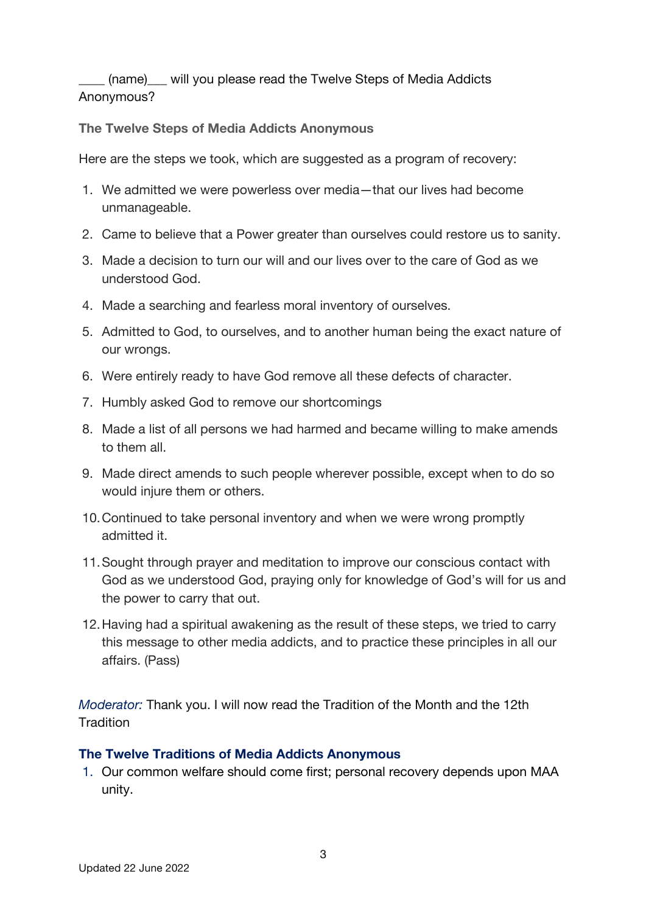____ (name)___ will you please read the Twelve Steps of Media Addicts Anonymous?

### The Twelve Steps of Media Addicts Anonymous

Here are the steps we took, which are suggested as a program of recovery:

1. We admitted we were powerless over media—that our lives had become unmanageable.
2. Came to believe that a Power greater than ourselves could restore us to sanity.
3. Made a decision to turn our will and our lives over to the care of God as we understood God.
4. Made a searching and fearless moral inventory of ourselves.
5. Admitted to God, to ourselves, and to another human being the exact nature of our wrongs.
6. Were entirely ready to have God remove all these defects of character.
7. Humbly asked God to remove our shortcomings
8. Made a list of all persons we had harmed and became willing to make amends to them all.
9. Made direct amends to such people wherever possible, except when to do so would injure them or others.
10. Continued to take personal inventory and when we were wrong promptly admitted it.
11. Sought through prayer and meditation to improve our conscious contact with God as we understood God, praying only for knowledge of God's will for us and the power to carry that out.
12. Having had a spiritual awakening as the result of these steps, we tried to carry this message to other media addicts, and to practice these principles in all our affairs. (Pass)

*Moderator:* Thank you. I will now read the Tradition of the Month and the 12th Tradition

### The Twelve Traditions of Media Addicts Anonymous

1. Our common welfare should come first; personal recovery depends upon MAA unity.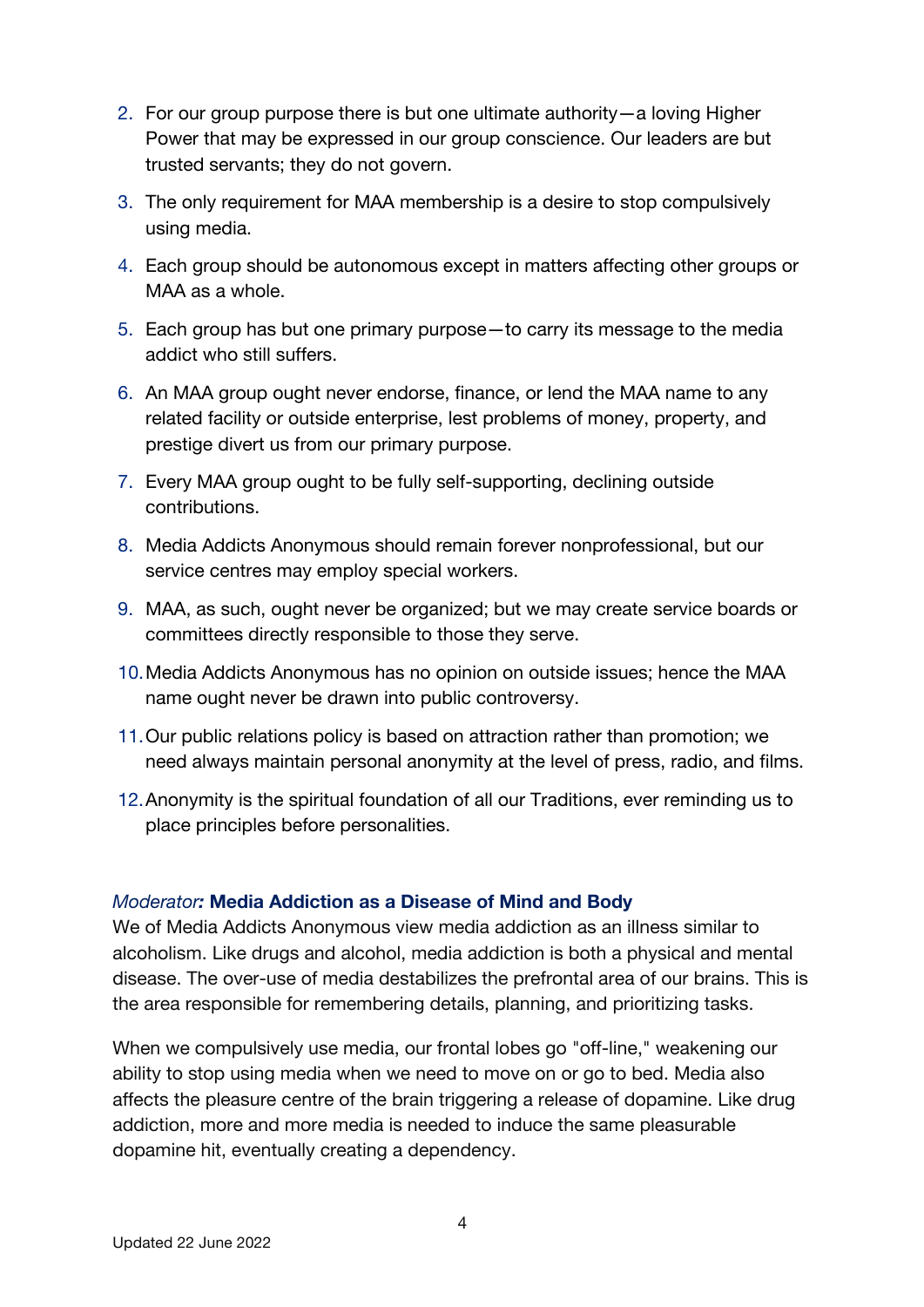2. For our group purpose there is but one ultimate authority—a loving Higher Power that may be expressed in our group conscience. Our leaders are but trusted servants; they do not govern.
3. The only requirement for MAA membership is a desire to stop compulsively using media.
4. Each group should be autonomous except in matters affecting other groups or MAA as a whole.
5. Each group has but one primary purpose—to carry its message to the media addict who still suffers.
6. An MAA group ought never endorse, finance, or lend the MAA name to any related facility or outside enterprise, lest problems of money, property, and prestige divert us from our primary purpose.
7. Every MAA group ought to be fully self-supporting, declining outside contributions.
8. Media Addicts Anonymous should remain forever nonprofessional, but our service centres may employ special workers.
9. MAA, as such, ought never be organized; but we may create service boards or committees directly responsible to those they serve.
10. Media Addicts Anonymous has no opinion on outside issues; hence the MAA name ought never be drawn into public controversy.
11. Our public relations policy is based on attraction rather than promotion; we need always maintain personal anonymity at the level of press, radio, and films.
12. Anonymity is the spiritual foundation of all our Traditions, ever reminding us to place principles before personalities.

*Moderator**:*** **Media Addiction as a Disease of Mind and Body**

We of Media Addicts Anonymous view media addiction as an illness similar to alcoholism. Like drugs and alcohol, media addiction is both a physical and mental disease. The over-use of media destabilizes the prefrontal area of our brains. This is the area responsible for remembering details, planning, and prioritizing tasks.

When we compulsively use media, our frontal lobes go "off-line," weakening our ability to stop using media when we need to move on or go to bed. Media also affects the pleasure centre of the brain triggering a release of dopamine. Like drug addiction, more and more media is needed to induce the same pleasurable dopamine hit, eventually creating a dependency.

Updated 22 June 2022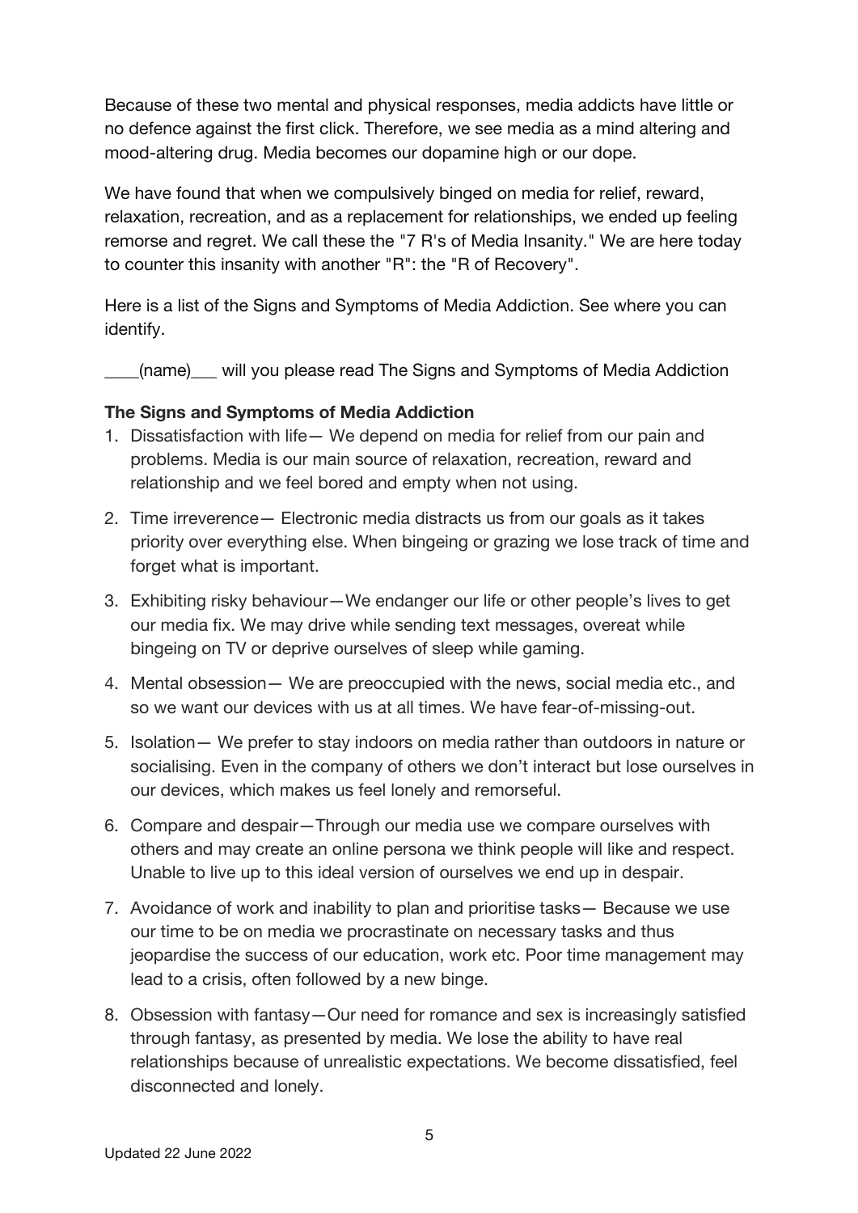Because of these two mental and physical responses, media addicts have little or no defence against the first click. Therefore, we see media as a mind altering and mood-altering drug. Media becomes our dopamine high or our dope.

We have found that when we compulsively binged on media for relief, reward, relaxation, recreation, and as a replacement for relationships, we ended up feeling remorse and regret. We call these the "7 R's of Media Insanity." We are here today to counter this insanity with another "R": the "R of Recovery".

Here is a list of the Signs and Symptoms of Media Addiction. See where you can identify.

____(name)___ will you please read The Signs and Symptoms of Media Addiction

**The Signs and Symptoms of Media Addiction**

1. Dissatisfaction with life— We depend on media for relief from our pain and problems. Media is our main source of relaxation, recreation, reward and relationship and we feel bored and empty when not using.
2. Time irreverence— Electronic media distracts us from our goals as it takes priority over everything else. When bingeing or grazing we lose track of time and forget what is important.
3. Exhibiting risky behaviour—We endanger our life or other people's lives to get our media fix. We may drive while sending text messages, overeat while bingeing on TV or deprive ourselves of sleep while gaming.
4. Mental obsession— We are preoccupied with the news, social media etc., and so we want our devices with us at all times. We have fear-of-missing-out.
5. Isolation— We prefer to stay indoors on media rather than outdoors in nature or socialising. Even in the company of others we don't interact but lose ourselves in our devices, which makes us feel lonely and remorseful.
6. Compare and despair—Through our media use we compare ourselves with others and may create an online persona we think people will like and respect. Unable to live up to this ideal version of ourselves we end up in despair.
7. Avoidance of work and inability to plan and prioritise tasks— Because we use our time to be on media we procrastinate on necessary tasks and thus jeopardise the success of our education, work etc. Poor time management may lead to a crisis, often followed by a new binge.
8. Obsession with fantasy—Our need for romance and sex is increasingly satisfied through fantasy, as presented by media. We lose the ability to have real relationships because of unrealistic expectations. We become dissatisfied, feel disconnected and lonely.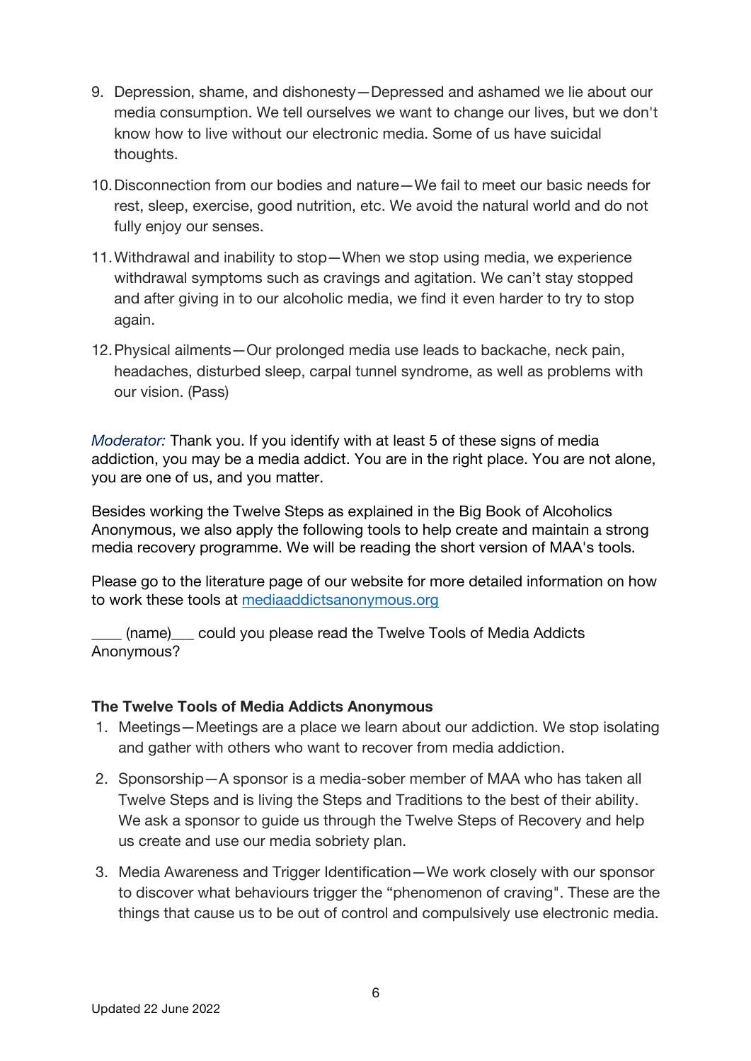9. Depression, shame, and dishonesty—Depressed and ashamed we lie about our media consumption. We tell ourselves we want to change our lives, but we don't know how to live without our electronic media. Some of us have suicidal thoughts.

10. Disconnection from our bodies and nature—We fail to meet our basic needs for rest, sleep, exercise, good nutrition, etc. We avoid the natural world and do not fully enjoy our senses.

11. Withdrawal and inability to stop—When we stop using media, we experience withdrawal symptoms such as cravings and agitation. We can't stay stopped and after giving in to our alcoholic media, we find it even harder to try to stop again.

12. Physical ailments—Our prolonged media use leads to backache, neck pain, headaches, disturbed sleep, carpal tunnel syndrome, as well as problems with our vision. (Pass)

*Moderator:* Thank you. If you identify with at least 5 of these signs of media addiction, you may be a media addict. You are in the right place. You are not alone, you are one of us, and you matter.

Besides working the Twelve Steps as explained in the Big Book of Alcoholics Anonymous, we also apply the following tools to help create and maintain a strong media recovery programme. We will be reading the short version of MAA's tools.

Please go to the literature page of our website for more detailed information on how to work these tools at [mediaaddictsanonymous.org](https://mediaaddictsanonymous.org)

____ (name)___ could you please read the Twelve Tools of Media Addicts Anonymous?

**The Twelve Tools of Media Addicts Anonymous**

1. Meetings—Meetings are a place we learn about our addiction. We stop isolating and gather with others who want to recover from media addiction.

2. Sponsorship—A sponsor is a media-sober member of MAA who has taken all Twelve Steps and is living the Steps and Traditions to the best of their ability. We ask a sponsor to guide us through the Twelve Steps of Recovery and help us create and use our media sobriety plan.

3. Media Awareness and Trigger Identification—We work closely with our sponsor to discover what behaviours trigger the "phenomenon of craving". These are the things that cause us to be out of control and compulsively use electronic media.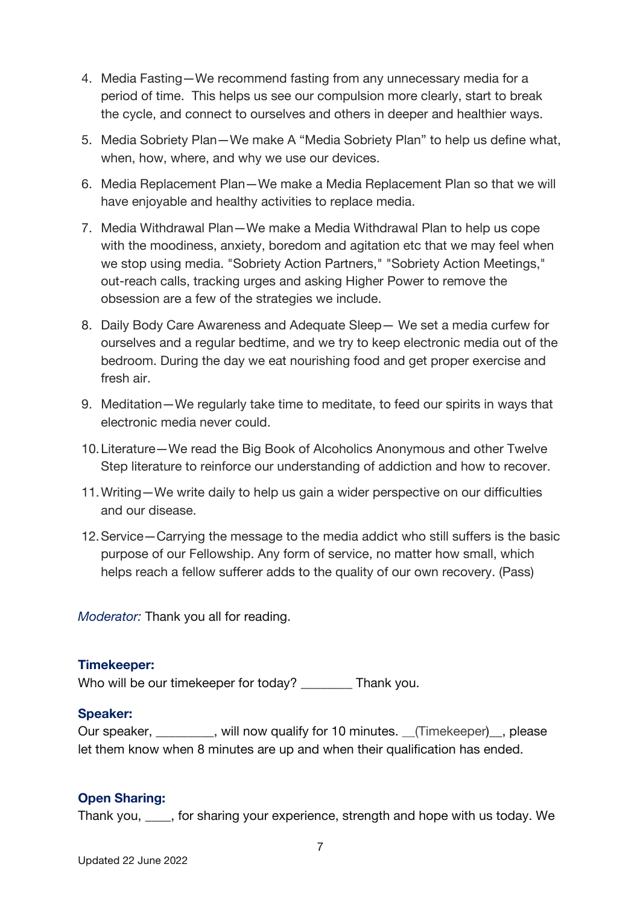4. Media Fasting—We recommend fasting from any unnecessary media for a period of time. This helps us see our compulsion more clearly, start to break the cycle, and connect to ourselves and others in deeper and healthier ways.
5. Media Sobriety Plan—We make A "Media Sobriety Plan" to help us define what, when, how, where, and why we use our devices.
6. Media Replacement Plan—We make a Media Replacement Plan so that we will have enjoyable and healthy activities to replace media.
7. Media Withdrawal Plan—We make a Media Withdrawal Plan to help us cope with the moodiness, anxiety, boredom and agitation etc that we may feel when we stop using media. "Sobriety Action Partners," "Sobriety Action Meetings," out-reach calls, tracking urges and asking Higher Power to remove the obsession are a few of the strategies we include.
8. Daily Body Care Awareness and Adequate Sleep— We set a media curfew for ourselves and a regular bedtime, and we try to keep electronic media out of the bedroom. During the day we eat nourishing food and get proper exercise and fresh air.
9. Meditation—We regularly take time to meditate, to feed our spirits in ways that electronic media never could.
10. Literature—We read the Big Book of Alcoholics Anonymous and other Twelve Step literature to reinforce our understanding of addiction and how to recover.
11. Writing—We write daily to help us gain a wider perspective on our difficulties and our disease.
12. Service—Carrying the message to the media addict who still suffers is the basic purpose of our Fellowship. Any form of service, no matter how small, which helps reach a fellow sufferer adds to the quality of our own recovery. (Pass)

*Moderator:* Thank you all for reading.

**Timekeeper:**

Who will be our timekeeper for today? ________ Thank you.

**Speaker:**

Our speaker, _________, will now qualify for 10 minutes. __(Timekeeper)__, please let them know when 8 minutes are up and when their qualification has ended.

**Open Sharing:**

Thank you, ____, for sharing your experience, strength and hope with us today. We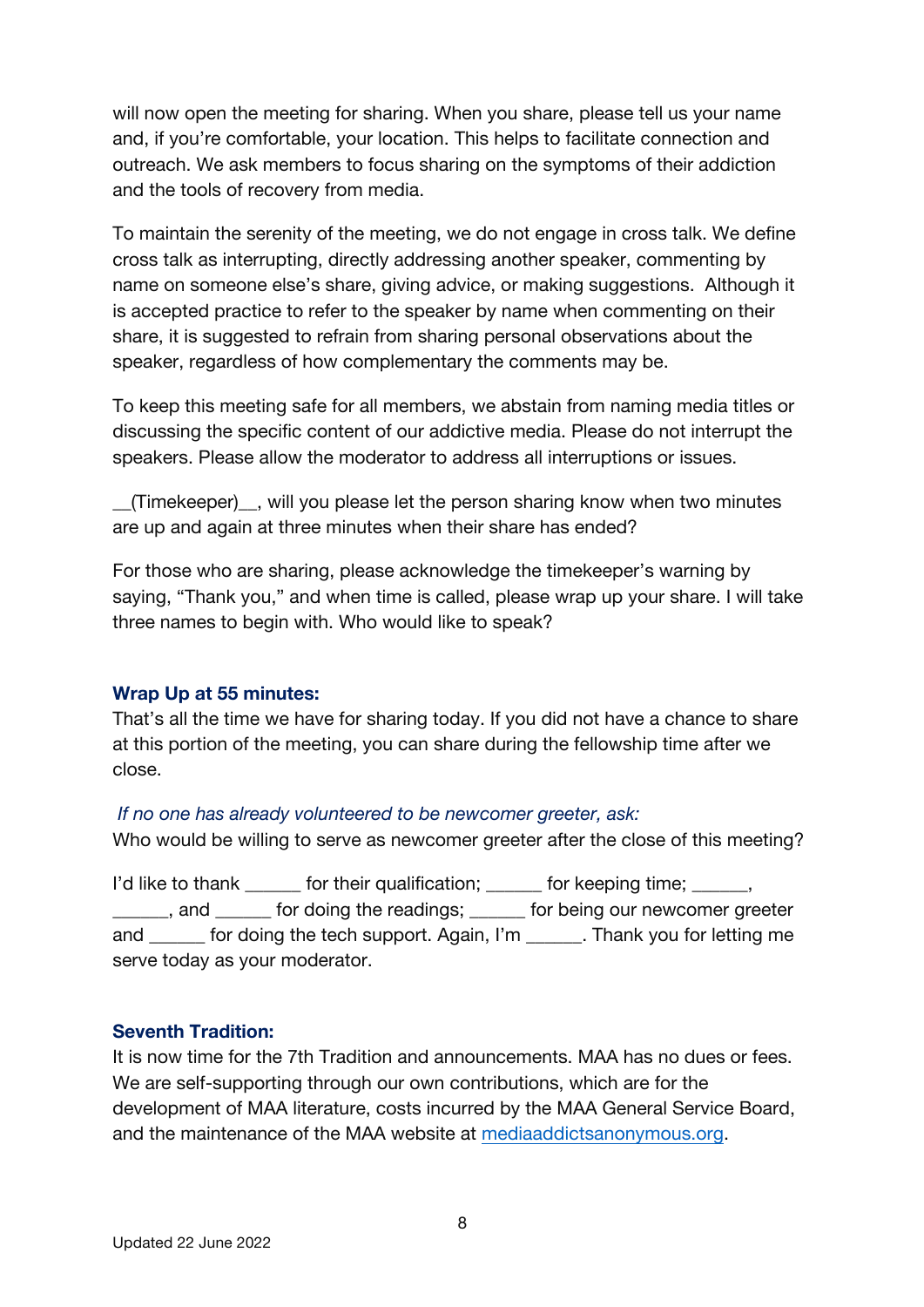will now open the meeting for sharing. When you share, please tell us your name and, if you're comfortable, your location. This helps to facilitate connection and outreach. We ask members to focus sharing on the symptoms of their addiction and the tools of recovery from media.

To maintain the serenity of the meeting, we do not engage in cross talk. We define cross talk as interrupting, directly addressing another speaker, commenting by name on someone else's share, giving advice, or making suggestions. Although it is accepted practice to refer to the speaker by name when commenting on their share, it is suggested to refrain from sharing personal observations about the speaker, regardless of how complementary the comments may be.

To keep this meeting safe for all members, we abstain from naming media titles or discussing the specific content of our addictive media. Please do not interrupt the speakers. Please allow the moderator to address all interruptions or issues.

__(Timekeeper)__, will you please let the person sharing know when two minutes are up and again at three minutes when their share has ended?

For those who are sharing, please acknowledge the timekeeper's warning by saying, "Thank you," and when time is called, please wrap up your share. I will take three names to begin with. Who would like to speak?

### Wrap Up at 55 minutes:

That's all the time we have for sharing today. If you did not have a chance to share at this portion of the meeting, you can share during the fellowship time after we close.

*If no one has already volunteered to be newcomer greeter, ask:*

Who would be willing to serve as newcomer greeter after the close of this meeting?

I'd like to thank ______ for their qualification; ______ for keeping time; ______, ______, and ______ for doing the readings; ______ for being our newcomer greeter and ______ for doing the tech support. Again, I'm ______. Thank you for letting me serve today as your moderator.

### Seventh Tradition:

It is now time for the 7th Tradition and announcements. MAA has no dues or fees. We are self-supporting through our own contributions, which are for the development of MAA literature, costs incurred by the MAA General Service Board, and the maintenance of the MAA website at [mediaaddictsanonymous.org](mediaaddictsanonymous.org).

Updated 22 June 2022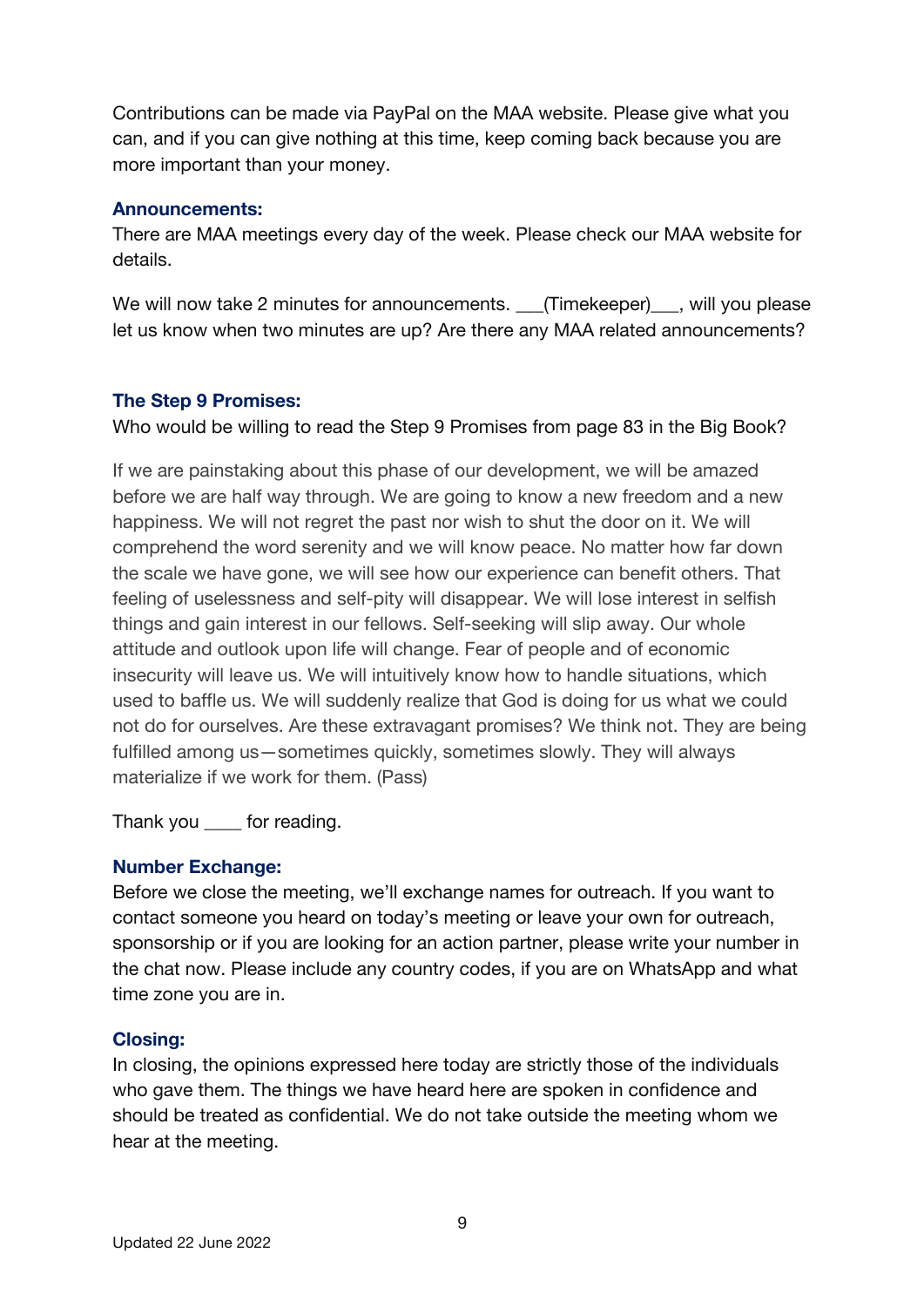Contributions can be made via PayPal on the MAA website. Please give what you can, and if you can give nothing at this time, keep coming back because you are more important than your money.

### Announcements:

There are MAA meetings every day of the week. Please check our MAA website for details.

We will now take 2 minutes for announcements. ___(Timekeeper)___, will you please let us know when two minutes are up? Are there any MAA related announcements?

### The Step 9 Promises:

Who would be willing to read the Step 9 Promises from page 83 in the Big Book?

If we are painstaking about this phase of our development, we will be amazed before we are half way through. We are going to know a new freedom and a new happiness. We will not regret the past nor wish to shut the door on it. We will comprehend the word serenity and we will know peace. No matter how far down the scale we have gone, we will see how our experience can benefit others. That feeling of uselessness and self-pity will disappear. We will lose interest in selfish things and gain interest in our fellows. Self-seeking will slip away. Our whole attitude and outlook upon life will change. Fear of people and of economic insecurity will leave us. We will intuitively know how to handle situations, which used to baffle us. We will suddenly realize that God is doing for us what we could not do for ourselves. Are these extravagant promises? We think not. They are being fulfilled among us—sometimes quickly, sometimes slowly. They will always materialize if we work for them. (Pass)

Thank you ____ for reading.

### Number Exchange:

Before we close the meeting, we'll exchange names for outreach. If you want to contact someone you heard on today's meeting or leave your own for outreach, sponsorship or if you are looking for an action partner, please write your number in the chat now. Please include any country codes, if you are on WhatsApp and what time zone you are in.

### Closing:

In closing, the opinions expressed here today are strictly those of the individuals who gave them. The things we have heard here are spoken in confidence and should be treated as confidential. We do not take outside the meeting whom we hear at the meeting.

Updated 22 June 2022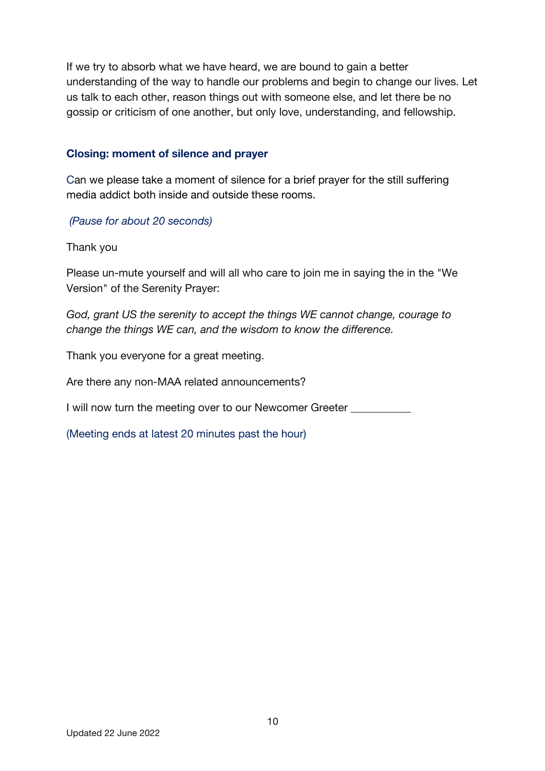If we try to absorb what we have heard, we are bound to gain a better understanding of the way to handle our problems and begin to change our lives. Let us talk to each other, reason things out with someone else, and let there be no gossip or criticism of one another, but only love, understanding, and fellowship.

### Closing: moment of silence and prayer

Can we please take a moment of silence for a brief prayer for the still suffering media addict both inside and outside these rooms.

*(Pause for about 20 seconds)*

Thank you

Please un-mute yourself and will all who care to join me in saying the in the "We Version" of the Serenity Prayer:

*God, grant US the serenity to accept the things WE cannot change, courage to change the things WE can, and the wisdom to know the difference.*

Thank you everyone for a great meeting.

Are there any non-MAA related announcements?

I will now turn the meeting over to our Newcomer Greeter __________

(Meeting ends at latest 20 minutes past the hour)

Updated 22 June 2022